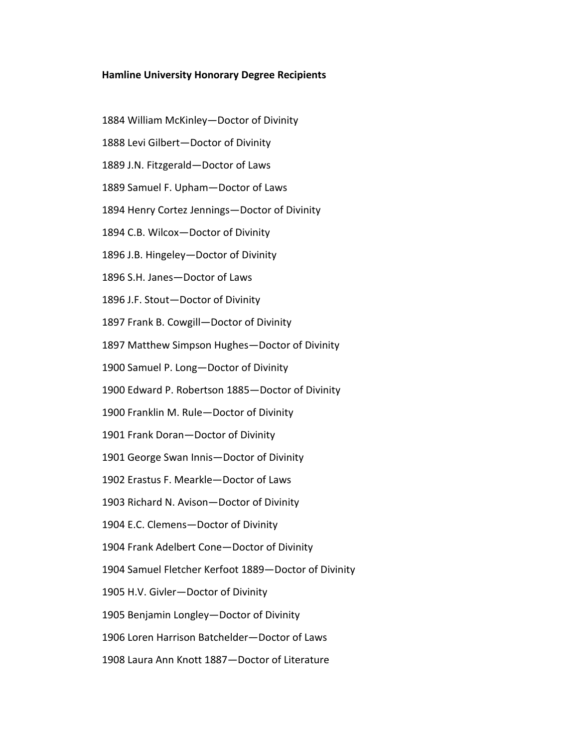**Hamline University Honorary Degree Recipients**

1884 William McKinley—Doctor of Divinity

1888 Levi Gilbert—Doctor of Divinity

1889 J.N. Fitzgerald—Doctor of Laws

1889 Samuel F. Upham—Doctor of Laws

1894 Henry Cortez Jennings—Doctor of Divinity

1894 C.B. Wilcox—Doctor of Divinity

1896 J.B. Hingeley—Doctor of Divinity

1896 S.H. Janes—Doctor of Laws

1896 J.F. Stout—Doctor of Divinity

1897 Frank B. Cowgill—Doctor of Divinity

1897 Matthew Simpson Hughes—Doctor of Divinity

1900 Samuel P. Long—Doctor of Divinity

1900 Edward P. Robertson 1885—Doctor of Divinity

1900 Franklin M. Rule—Doctor of Divinity

1901 Frank Doran—Doctor of Divinity

1901 George Swan Innis—Doctor of Divinity

1902 Erastus F. Mearkle—Doctor of Laws

1903 Richard N. Avison—Doctor of Divinity

1904 E.C. Clemens—Doctor of Divinity

1904 Frank Adelbert Cone—Doctor of Divinity

1904 Samuel Fletcher Kerfoot 1889—Doctor of Divinity

1905 H.V. Givler—Doctor of Divinity

1905 Benjamin Longley—Doctor of Divinity

1906 Loren Harrison Batchelder—Doctor of Laws

1908 Laura Ann Knott 1887—Doctor of Literature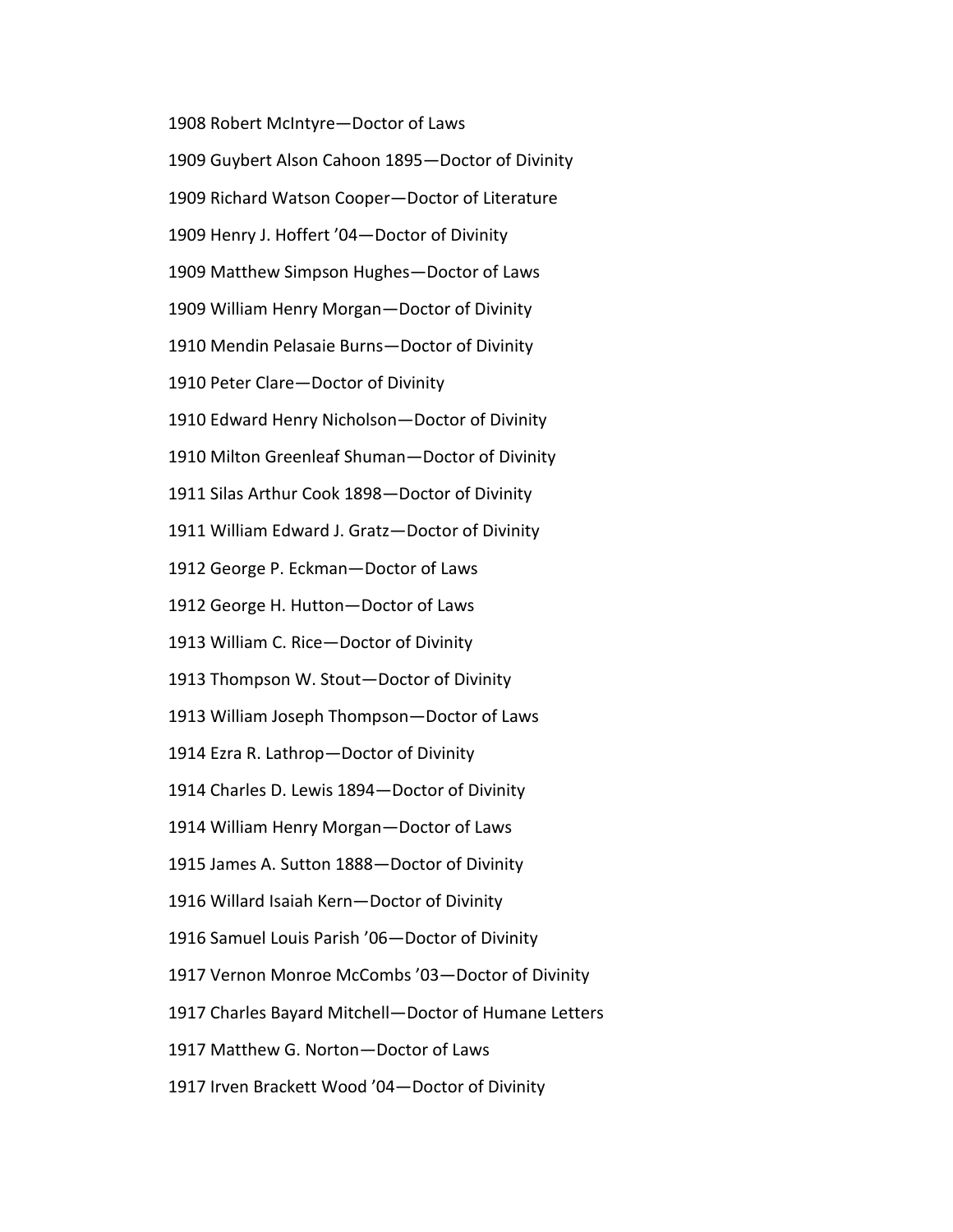1908 Robert McIntyre—Doctor of Laws

1909 Guybert Alson Cahoon 1895—Doctor of Divinity

1909 Richard Watson Cooper—Doctor of Literature

1909 Henry J. Hoffert ’04—Doctor of Divinity

1909 Matthew Simpson Hughes—Doctor of Laws

1909 William Henry Morgan—Doctor of Divinity

1910 Mendin Pelasaie Burns—Doctor of Divinity

1910 Peter Clare—Doctor of Divinity

1910 Edward Henry Nicholson—Doctor of Divinity

1910 Milton Greenleaf Shuman—Doctor of Divinity

1911 Silas Arthur Cook 1898—Doctor of Divinity

1911 William Edward J. Gratz—Doctor of Divinity

1912 George P. Eckman—Doctor of Laws

1912 George H. Hutton—Doctor of Laws

1913 William C. Rice—Doctor of Divinity

1913 Thompson W. Stout—Doctor of Divinity

1913 William Joseph Thompson—Doctor of Laws

1914 Ezra R. Lathrop—Doctor of Divinity

1914 Charles D. Lewis 1894—Doctor of Divinity

1914 William Henry Morgan—Doctor of Laws

1915 James A. Sutton 1888—Doctor of Divinity

1916 Willard Isaiah Kern—Doctor of Divinity

1916 Samuel Louis Parish ’06—Doctor of Divinity

1917 Vernon Monroe McCombs ’03—Doctor of Divinity

1917 Charles Bayard Mitchell—Doctor of Humane Letters

1917 Matthew G. Norton—Doctor of Laws

1917 Irven Brackett Wood ’04—Doctor of Divinity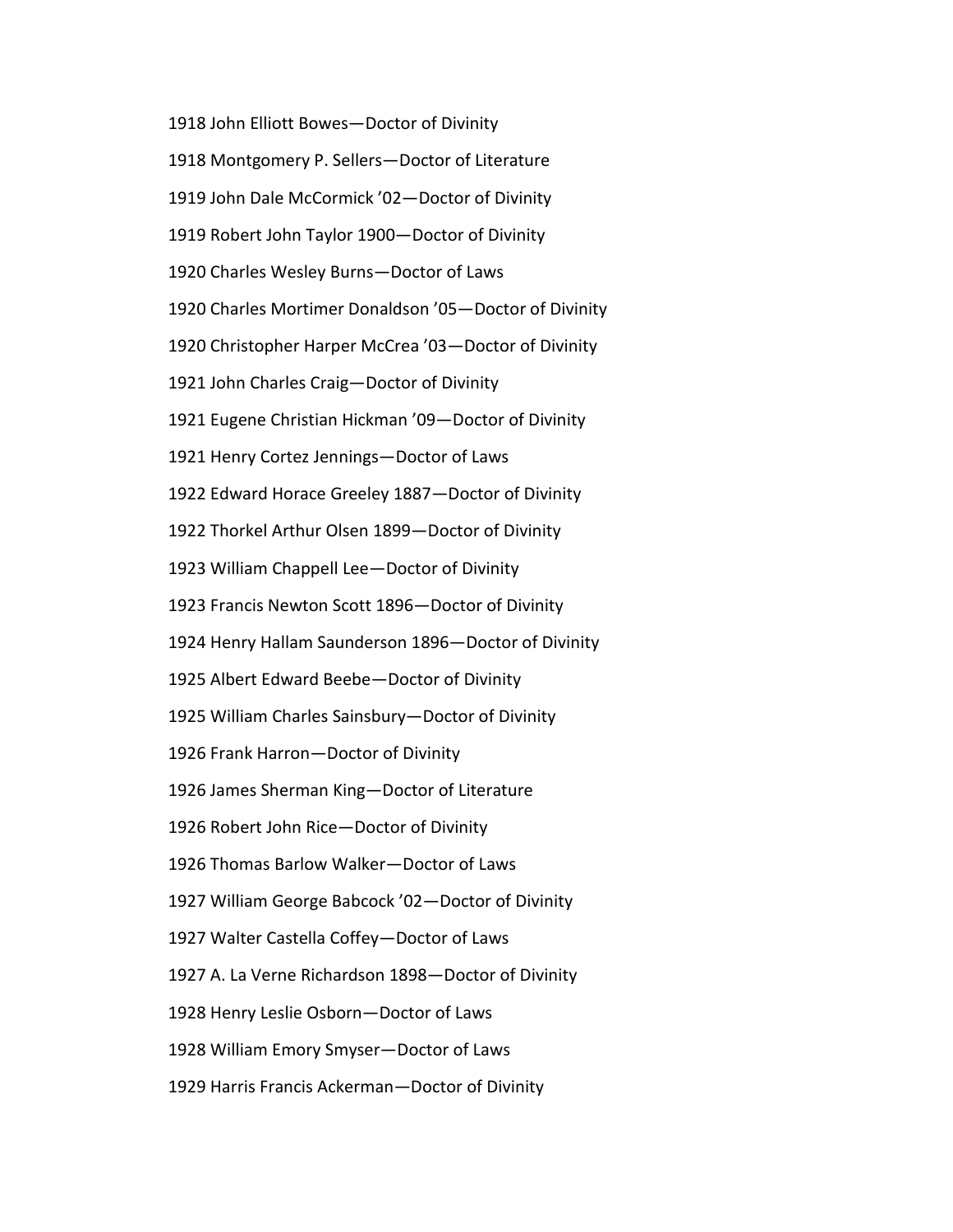1918 John Elliott Bowes—Doctor of Divinity

1918 Montgomery P. Sellers—Doctor of Literature

1919 John Dale McCormick ’02—Doctor of Divinity

1919 Robert John Taylor 1900—Doctor of Divinity

1920 Charles Wesley Burns—Doctor of Laws

1920 Charles Mortimer Donaldson ’05—Doctor of Divinity

1920 Christopher Harper McCrea ’03—Doctor of Divinity

1921 John Charles Craig—Doctor of Divinity

1921 Eugene Christian Hickman ’09—Doctor of Divinity

1921 Henry Cortez Jennings—Doctor of Laws

1922 Edward Horace Greeley 1887—Doctor of Divinity

1922 Thorkel Arthur Olsen 1899—Doctor of Divinity

1923 William Chappell Lee—Doctor of Divinity

1923 Francis Newton Scott 1896—Doctor of Divinity

1924 Henry Hallam Saunderson 1896—Doctor of Divinity

1925 Albert Edward Beebe—Doctor of Divinity

1925 William Charles Sainsbury—Doctor of Divinity

1926 Frank Harron—Doctor of Divinity

1926 James Sherman King—Doctor of Literature

1926 Robert John Rice—Doctor of Divinity

1926 Thomas Barlow Walker—Doctor of Laws

1927 William George Babcock ’02—Doctor of Divinity

1927 Walter Castella Coffey—Doctor of Laws

1927 A. La Verne Richardson 1898—Doctor of Divinity

1928 Henry Leslie Osborn—Doctor of Laws

1928 William Emory Smyser—Doctor of Laws

1929 Harris Francis Ackerman—Doctor of Divinity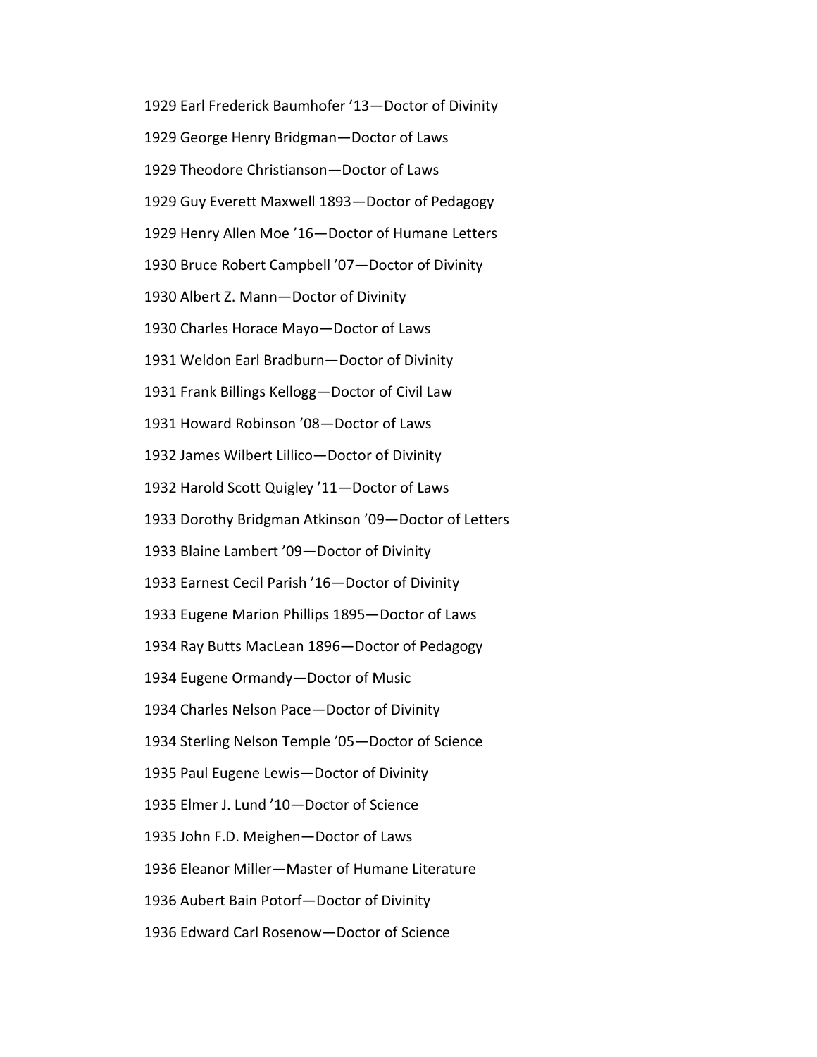1929 Earl Frederick Baumhofer ’13—Doctor of Divinity

1929 George Henry Bridgman—Doctor of Laws

1929 Theodore Christianson—Doctor of Laws

1929 Guy Everett Maxwell 1893—Doctor of Pedagogy

1929 Henry Allen Moe ’16—Doctor of Humane Letters

1930 Bruce Robert Campbell ’07—Doctor of Divinity

1930 Albert Z. Mann—Doctor of Divinity

1930 Charles Horace Mayo—Doctor of Laws

1931 Weldon Earl Bradburn—Doctor of Divinity

1931 Frank Billings Kellogg—Doctor of Civil Law

1931 Howard Robinson ’08—Doctor of Laws

1932 James Wilbert Lillico—Doctor of Divinity

1932 Harold Scott Quigley ’11—Doctor of Laws

1933 Dorothy Bridgman Atkinson ’09—Doctor of Letters

1933 Blaine Lambert ’09—Doctor of Divinity

1933 Earnest Cecil Parish ’16—Doctor of Divinity

1933 Eugene Marion Phillips 1895—Doctor of Laws

1934 Ray Butts MacLean 1896—Doctor of Pedagogy

1934 Eugene Ormandy—Doctor of Music

1934 Charles Nelson Pace—Doctor of Divinity

1934 Sterling Nelson Temple ’05—Doctor of Science

1935 Paul Eugene Lewis—Doctor of Divinity

1935 Elmer J. Lund ’10—Doctor of Science

1935 John F.D. Meighen—Doctor of Laws

1936 Eleanor Miller—Master of Humane Literature

1936 Aubert Bain Potorf—Doctor of Divinity

1936 Edward Carl Rosenow—Doctor of Science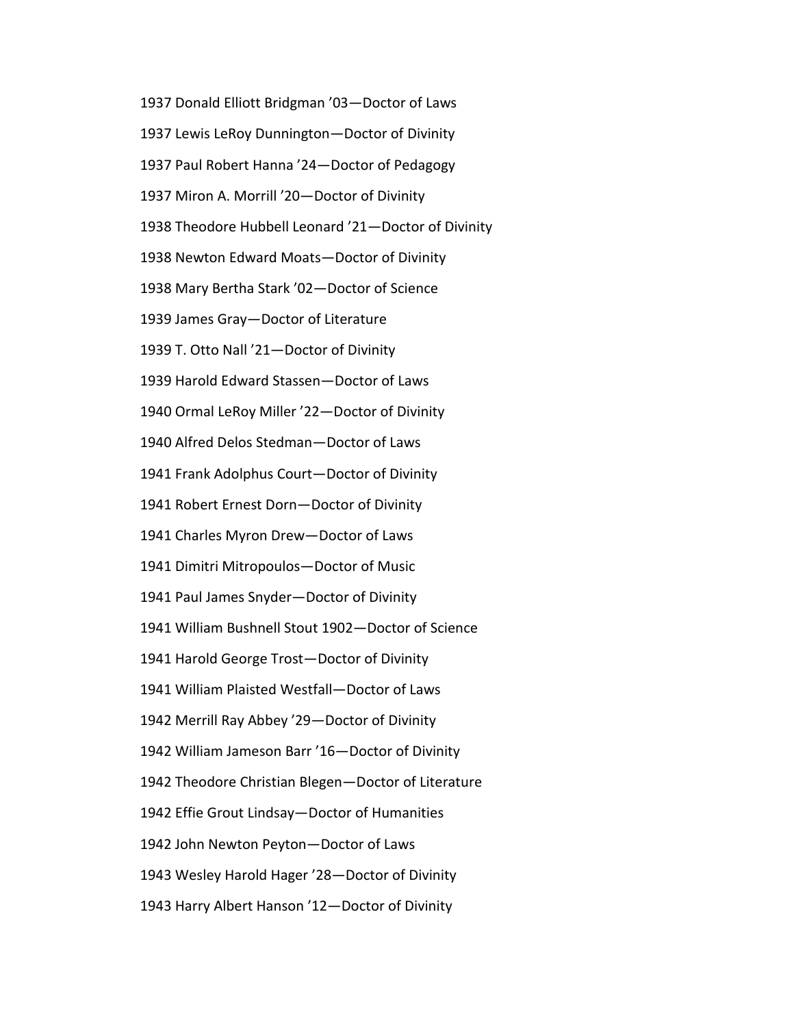1937 Donald Elliott Bridgman ’03—Doctor of Laws

1937 Lewis LeRoy Dunnington—Doctor of Divinity

1937 Paul Robert Hanna ’24—Doctor of Pedagogy

1937 Miron A. Morrill ’20—Doctor of Divinity

1938 Theodore Hubbell Leonard ’21—Doctor of Divinity

1938 Newton Edward Moats—Doctor of Divinity

1938 Mary Bertha Stark ’02—Doctor of Science

1939 James Gray—Doctor of Literature

1939 T. Otto Nall ’21—Doctor of Divinity

1939 Harold Edward Stassen—Doctor of Laws

1940 Ormal LeRoy Miller ’22—Doctor of Divinity

1940 Alfred Delos Stedman—Doctor of Laws

1941 Frank Adolphus Court—Doctor of Divinity

1941 Robert Ernest Dorn—Doctor of Divinity

1941 Charles Myron Drew—Doctor of Laws

1941 Dimitri Mitropoulos—Doctor of Music

1941 Paul James Snyder—Doctor of Divinity

1941 William Bushnell Stout 1902—Doctor of Science

1941 Harold George Trost—Doctor of Divinity

1941 William Plaisted Westfall—Doctor of Laws

1942 Merrill Ray Abbey ’29—Doctor of Divinity

1942 William Jameson Barr ’16—Doctor of Divinity

1942 Theodore Christian Blegen—Doctor of Literature

1942 Effie Grout Lindsay—Doctor of Humanities

1942 John Newton Peyton—Doctor of Laws

1943 Wesley Harold Hager ’28—Doctor of Divinity

1943 Harry Albert Hanson ’12—Doctor of Divinity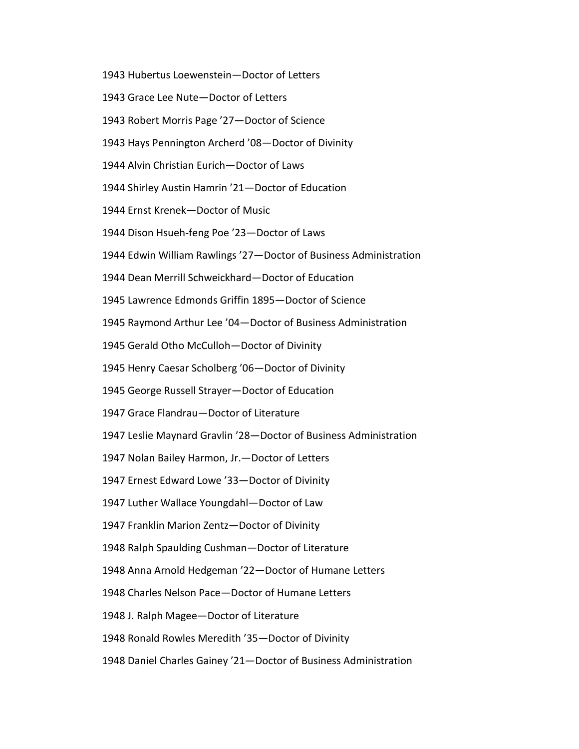1943 Hubertus Loewenstein—Doctor of Letters

1943 Grace Lee Nute—Doctor of Letters

1943 Robert Morris Page ’27—Doctor of Science

1943 Hays Pennington Archerd ’08—Doctor of Divinity

1944 Alvin Christian Eurich—Doctor of Laws

1944 Shirley Austin Hamrin ’21—Doctor of Education

1944 Ernst Krenek—Doctor of Music

1944 Dison Hsueh-feng Poe ’23—Doctor of Laws

1944 Edwin William Rawlings ’27—Doctor of Business Administration

1944 Dean Merrill Schweickhard—Doctor of Education

1945 Lawrence Edmonds Griffin 1895—Doctor of Science

1945 Raymond Arthur Lee ’04—Doctor of Business Administration

1945 Gerald Otho McCulloh—Doctor of Divinity

1945 Henry Caesar Scholberg ’06—Doctor of Divinity

1945 George Russell Strayer—Doctor of Education

1947 Grace Flandrau—Doctor of Literature

1947 Leslie Maynard Gravlin ’28—Doctor of Business Administration

1947 Nolan Bailey Harmon, Jr.—Doctor of Letters

1947 Ernest Edward Lowe ’33—Doctor of Divinity

1947 Luther Wallace Youngdahl—Doctor of Law

1947 Franklin Marion Zentz—Doctor of Divinity

1948 Ralph Spaulding Cushman—Doctor of Literature

1948 Anna Arnold Hedgeman ’22—Doctor of Humane Letters

1948 Charles Nelson Pace—Doctor of Humane Letters

1948 J. Ralph Magee—Doctor of Literature

1948 Ronald Rowles Meredith ’35—Doctor of Divinity

1948 Daniel Charles Gainey ’21—Doctor of Business Administration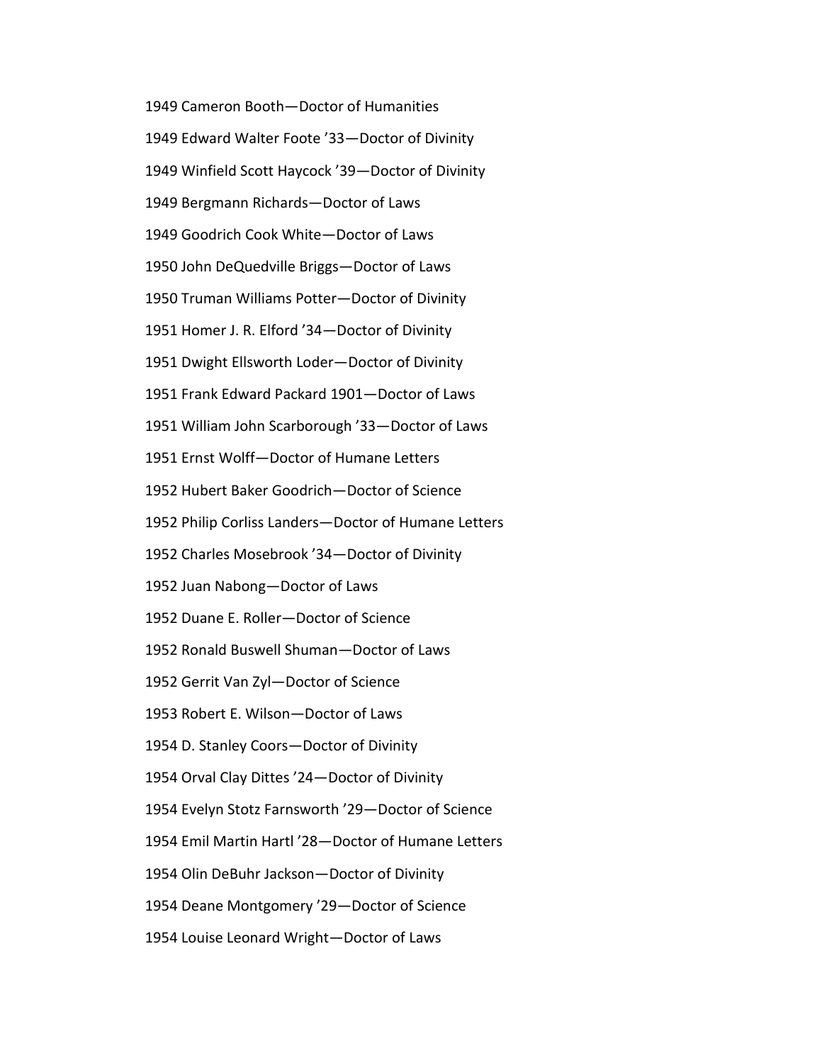1949 Cameron Booth—Doctor of Humanities

1949 Edward Walter Foote ’33—Doctor of Divinity

1949 Winfield Scott Haycock ’39—Doctor of Divinity

1949 Bergmann Richards—Doctor of Laws

1949 Goodrich Cook White—Doctor of Laws

1950 John DeQuedville Briggs—Doctor of Laws

1950 Truman Williams Potter—Doctor of Divinity

1951 Homer J. R. Elford ’34—Doctor of Divinity

1951 Dwight Ellsworth Loder—Doctor of Divinity

1951 Frank Edward Packard 1901—Doctor of Laws

1951 William John Scarborough ’33—Doctor of Laws

1951 Ernst Wolff—Doctor of Humane Letters

1952 Hubert Baker Goodrich—Doctor of Science

1952 Philip Corliss Landers—Doctor of Humane Letters

1952 Charles Mosebrook ’34—Doctor of Divinity

1952 Juan Nabong—Doctor of Laws

1952 Duane E. Roller—Doctor of Science

1952 Ronald Buswell Shuman—Doctor of Laws

1952 Gerrit Van Zyl—Doctor of Science

1953 Robert E. Wilson—Doctor of Laws

1954 D. Stanley Coors—Doctor of Divinity

1954 Orval Clay Dittes ’24—Doctor of Divinity

1954 Evelyn Stotz Farnsworth ’29—Doctor of Science

1954 Emil Martin Hartl ’28—Doctor of Humane Letters

1954 Olin DeBuhr Jackson—Doctor of Divinity

1954 Deane Montgomery ’29—Doctor of Science

1954 Louise Leonard Wright—Doctor of Laws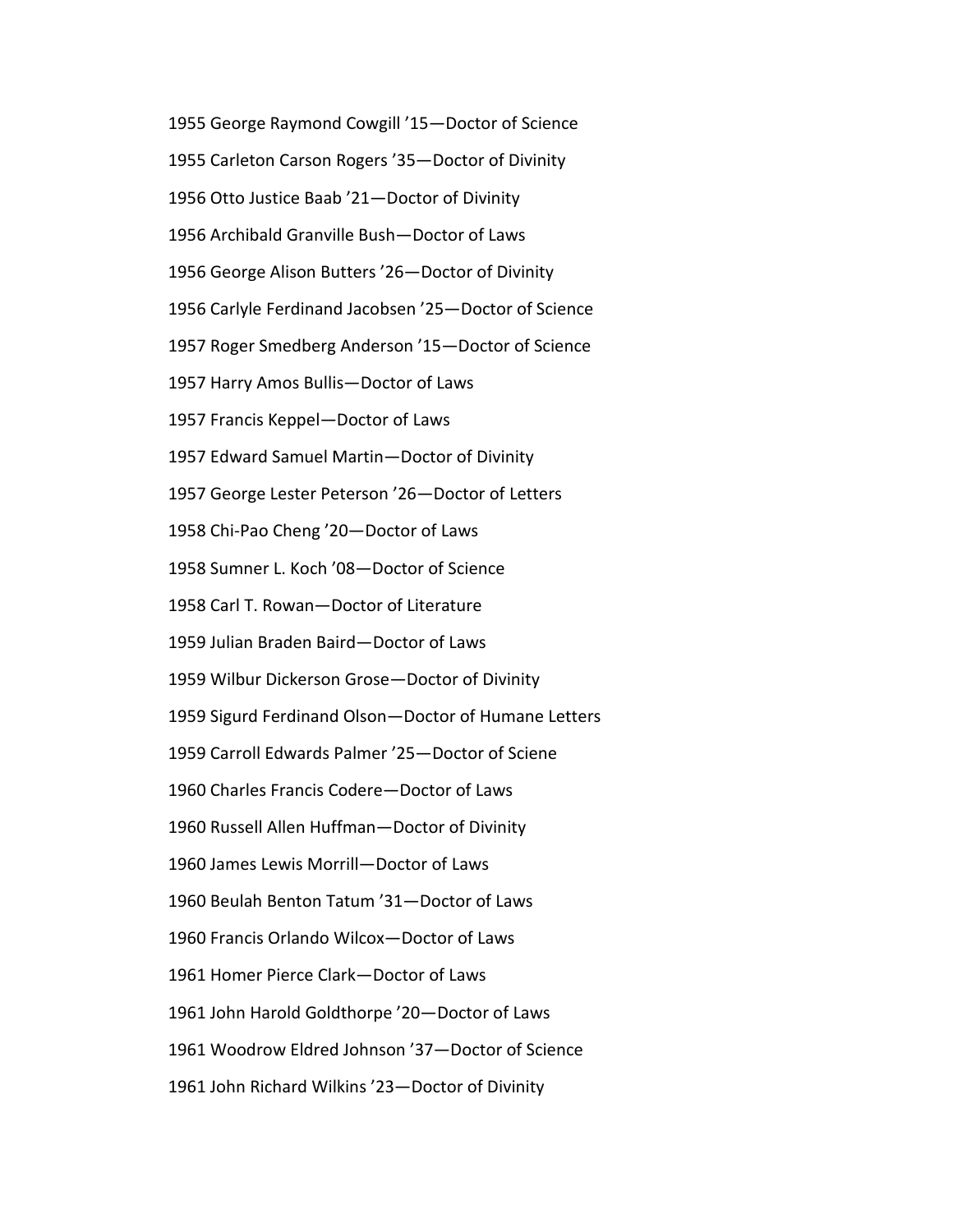1955 George Raymond Cowgill ’15—Doctor of Science

1955 Carleton Carson Rogers ’35—Doctor of Divinity

1956 Otto Justice Baab ’21—Doctor of Divinity

1956 Archibald Granville Bush—Doctor of Laws

1956 George Alison Butters ’26—Doctor of Divinity

1956 Carlyle Ferdinand Jacobsen ’25—Doctor of Science

1957 Roger Smedberg Anderson ’15—Doctor of Science

1957 Harry Amos Bullis—Doctor of Laws

1957 Francis Keppel—Doctor of Laws

1957 Edward Samuel Martin—Doctor of Divinity

1957 George Lester Peterson ’26—Doctor of Letters

1958 Chi-Pao Cheng ’20—Doctor of Laws

1958 Sumner L. Koch ’08—Doctor of Science

1958 Carl T. Rowan—Doctor of Literature

1959 Julian Braden Baird—Doctor of Laws

1959 Wilbur Dickerson Grose—Doctor of Divinity

1959 Sigurd Ferdinand Olson—Doctor of Humane Letters

1959 Carroll Edwards Palmer ’25—Doctor of Sciene

1960 Charles Francis Codere—Doctor of Laws

1960 Russell Allen Huffman—Doctor of Divinity

1960 James Lewis Morrill—Doctor of Laws

1960 Beulah Benton Tatum ’31—Doctor of Laws

1960 Francis Orlando Wilcox—Doctor of Laws

1961 Homer Pierce Clark—Doctor of Laws

1961 John Harold Goldthorpe ’20—Doctor of Laws

1961 Woodrow Eldred Johnson ’37—Doctor of Science

1961 John Richard Wilkins ’23—Doctor of Divinity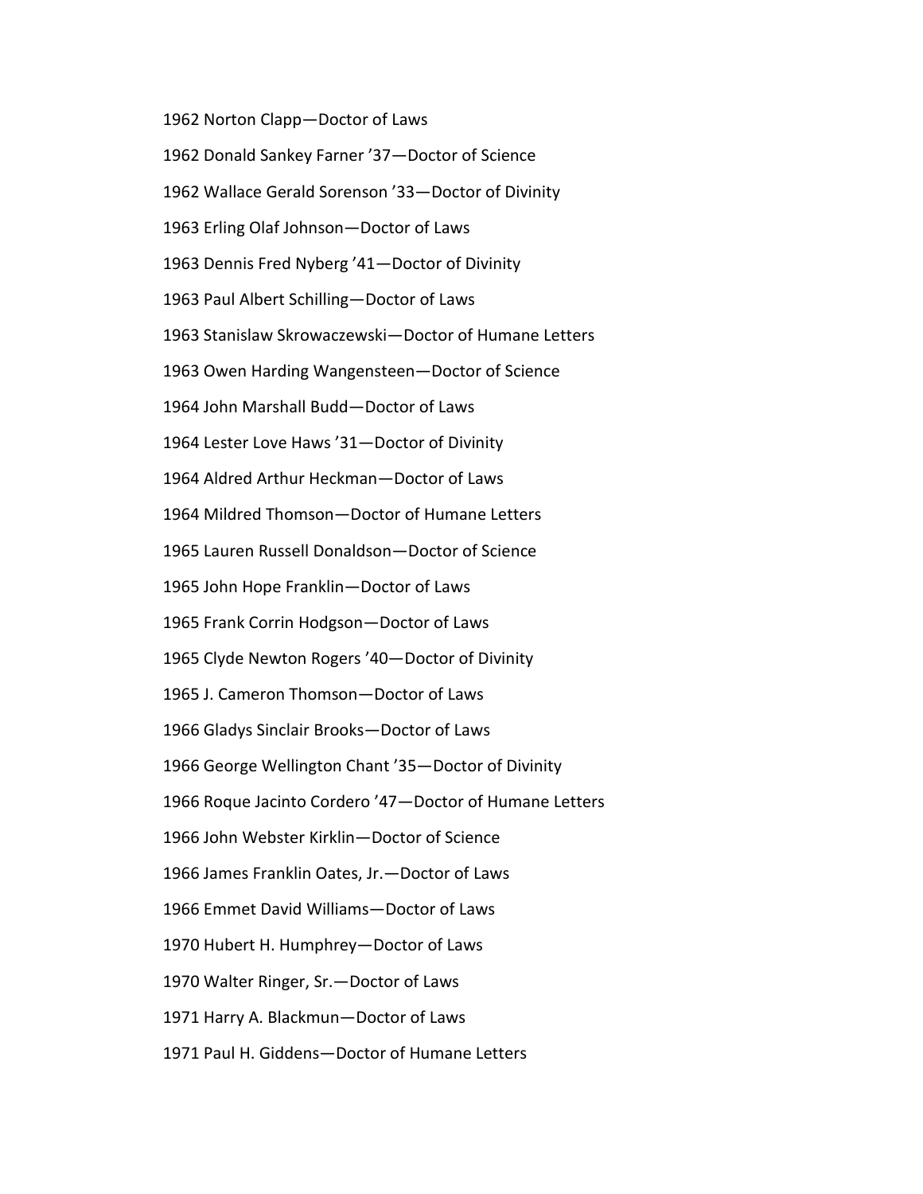1962 Norton Clapp—Doctor of Laws

1962 Donald Sankey Farner ’37—Doctor of Science

1962 Wallace Gerald Sorenson ’33—Doctor of Divinity

1963 Erling Olaf Johnson—Doctor of Laws

1963 Dennis Fred Nyberg ’41—Doctor of Divinity

1963 Paul Albert Schilling—Doctor of Laws

1963 Stanislaw Skrowaczewski—Doctor of Humane Letters

1963 Owen Harding Wangensteen—Doctor of Science

1964 John Marshall Budd—Doctor of Laws

1964 Lester Love Haws ’31—Doctor of Divinity

1964 Aldred Arthur Heckman—Doctor of Laws

1964 Mildred Thomson—Doctor of Humane Letters

1965 Lauren Russell Donaldson—Doctor of Science

1965 John Hope Franklin—Doctor of Laws

1965 Frank Corrin Hodgson—Doctor of Laws

1965 Clyde Newton Rogers ’40—Doctor of Divinity

1965 J. Cameron Thomson—Doctor of Laws

1966 Gladys Sinclair Brooks—Doctor of Laws

1966 George Wellington Chant ’35—Doctor of Divinity

1966 Roque Jacinto Cordero ’47—Doctor of Humane Letters

1966 John Webster Kirklin—Doctor of Science

1966 James Franklin Oates, Jr.—Doctor of Laws

1966 Emmet David Williams—Doctor of Laws

1970 Hubert H. Humphrey—Doctor of Laws

1970 Walter Ringer, Sr.—Doctor of Laws

1971 Harry A. Blackmun—Doctor of Laws

1971 Paul H. Giddens—Doctor of Humane Letters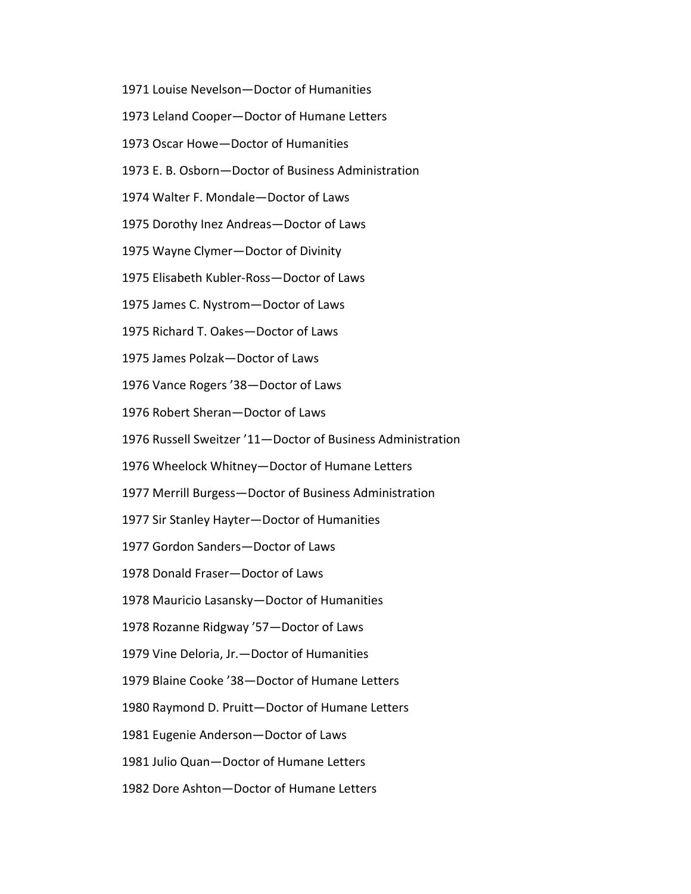1971 Louise Nevelson—Doctor of Humanities

1973 Leland Cooper—Doctor of Humane Letters

1973 Oscar Howe—Doctor of Humanities

1973 E. B. Osborn—Doctor of Business Administration

1974 Walter F. Mondale—Doctor of Laws

1975 Dorothy Inez Andreas—Doctor of Laws

1975 Wayne Clymer—Doctor of Divinity

1975 Elisabeth Kubler-Ross—Doctor of Laws

1975 James C. Nystrom—Doctor of Laws

1975 Richard T. Oakes—Doctor of Laws

1975 James Polzak—Doctor of Laws

1976 Vance Rogers ’38—Doctor of Laws

1976 Robert Sheran—Doctor of Laws

1976 Russell Sweitzer ’11—Doctor of Business Administration

1976 Wheelock Whitney—Doctor of Humane Letters

1977 Merrill Burgess—Doctor of Business Administration

1977 Sir Stanley Hayter—Doctor of Humanities

1977 Gordon Sanders—Doctor of Laws

1978 Donald Fraser—Doctor of Laws

1978 Mauricio Lasansky—Doctor of Humanities

1978 Rozanne Ridgway ’57—Doctor of Laws

1979 Vine Deloria, Jr.—Doctor of Humanities

1979 Blaine Cooke ’38—Doctor of Humane Letters

1980 Raymond D. Pruitt—Doctor of Humane Letters

1981 Eugenie Anderson—Doctor of Laws

1981 Julio Quan—Doctor of Humane Letters

1982 Dore Ashton—Doctor of Humane Letters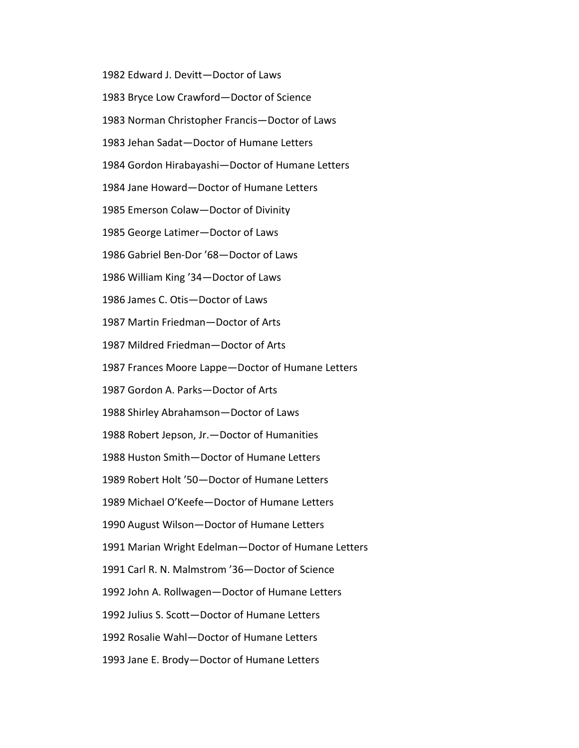1982 Edward J. Devitt—Doctor of Laws

1983 Bryce Low Crawford—Doctor of Science

1983 Norman Christopher Francis—Doctor of Laws

1983 Jehan Sadat—Doctor of Humane Letters

1984 Gordon Hirabayashi—Doctor of Humane Letters

1984 Jane Howard—Doctor of Humane Letters

1985 Emerson Colaw—Doctor of Divinity

1985 George Latimer—Doctor of Laws

1986 Gabriel Ben-Dor ’68—Doctor of Laws

1986 William King ’34—Doctor of Laws

1986 James C. Otis—Doctor of Laws

1987 Martin Friedman—Doctor of Arts

1987 Mildred Friedman—Doctor of Arts

1987 Frances Moore Lappe—Doctor of Humane Letters

1987 Gordon A. Parks—Doctor of Arts

1988 Shirley Abrahamson—Doctor of Laws

1988 Robert Jepson, Jr.—Doctor of Humanities

1988 Huston Smith—Doctor of Humane Letters

1989 Robert Holt ’50—Doctor of Humane Letters

1989 Michael O’Keefe—Doctor of Humane Letters

1990 August Wilson—Doctor of Humane Letters

1991 Marian Wright Edelman—Doctor of Humane Letters

1991 Carl R. N. Malmstrom ’36—Doctor of Science

1992 John A. Rollwagen—Doctor of Humane Letters

1992 Julius S. Scott—Doctor of Humane Letters

1992 Rosalie Wahl—Doctor of Humane Letters

1993 Jane E. Brody—Doctor of Humane Letters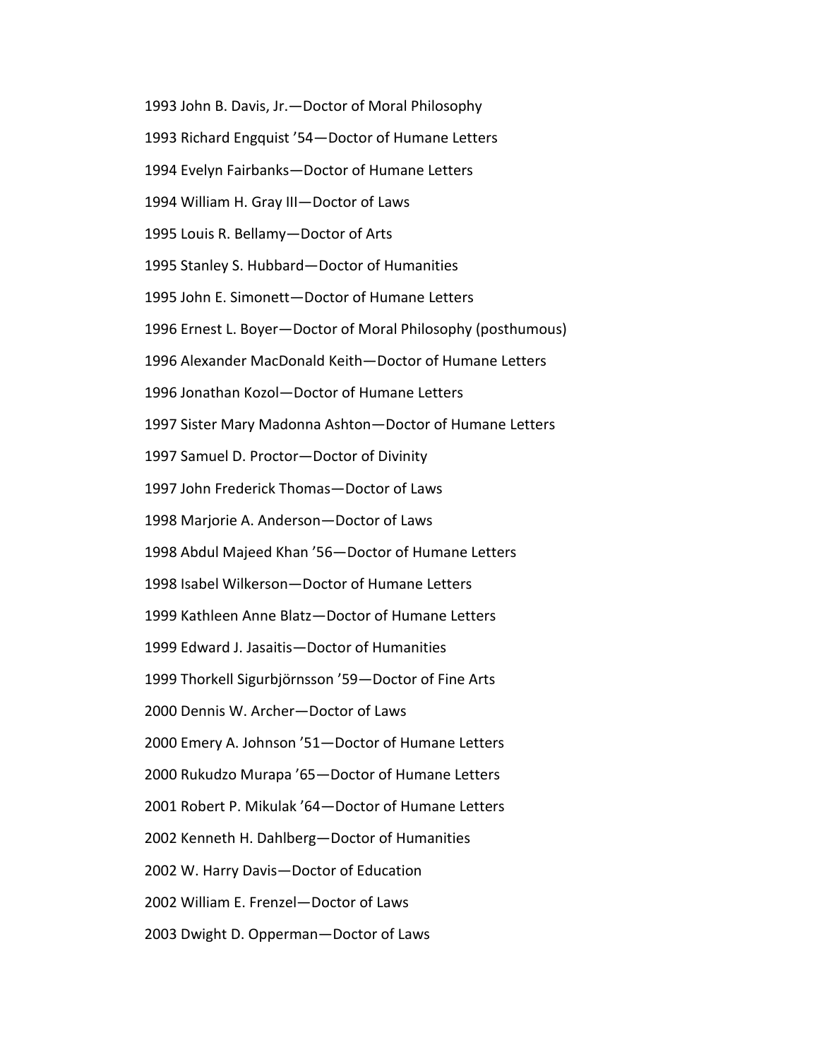1993 John B. Davis, Jr.—Doctor of Moral Philosophy

1993 Richard Engquist ’54—Doctor of Humane Letters

1994 Evelyn Fairbanks—Doctor of Humane Letters

1994 William H. Gray III—Doctor of Laws

1995 Louis R. Bellamy—Doctor of Arts

1995 Stanley S. Hubbard—Doctor of Humanities

1995 John E. Simonett—Doctor of Humane Letters

1996 Ernest L. Boyer—Doctor of Moral Philosophy (posthumous)

1996 Alexander MacDonald Keith—Doctor of Humane Letters

1996 Jonathan Kozol—Doctor of Humane Letters

1997 Sister Mary Madonna Ashton—Doctor of Humane Letters

1997 Samuel D. Proctor—Doctor of Divinity

1997 John Frederick Thomas—Doctor of Laws

1998 Marjorie A. Anderson—Doctor of Laws

1998 Abdul Majeed Khan ’56—Doctor of Humane Letters

1998 Isabel Wilkerson—Doctor of Humane Letters

1999 Kathleen Anne Blatz—Doctor of Humane Letters

1999 Edward J. Jasaitis—Doctor of Humanities

1999 Thorkell Sigurbjörnsson ’59—Doctor of Fine Arts

2000 Dennis W. Archer—Doctor of Laws

2000 Emery A. Johnson ’51—Doctor of Humane Letters

2000 Rukudzo Murapa ’65—Doctor of Humane Letters

2001 Robert P. Mikulak ’64—Doctor of Humane Letters

2002 Kenneth H. Dahlberg—Doctor of Humanities

2002 W. Harry Davis—Doctor of Education

2002 William E. Frenzel—Doctor of Laws

2003 Dwight D. Opperman—Doctor of Laws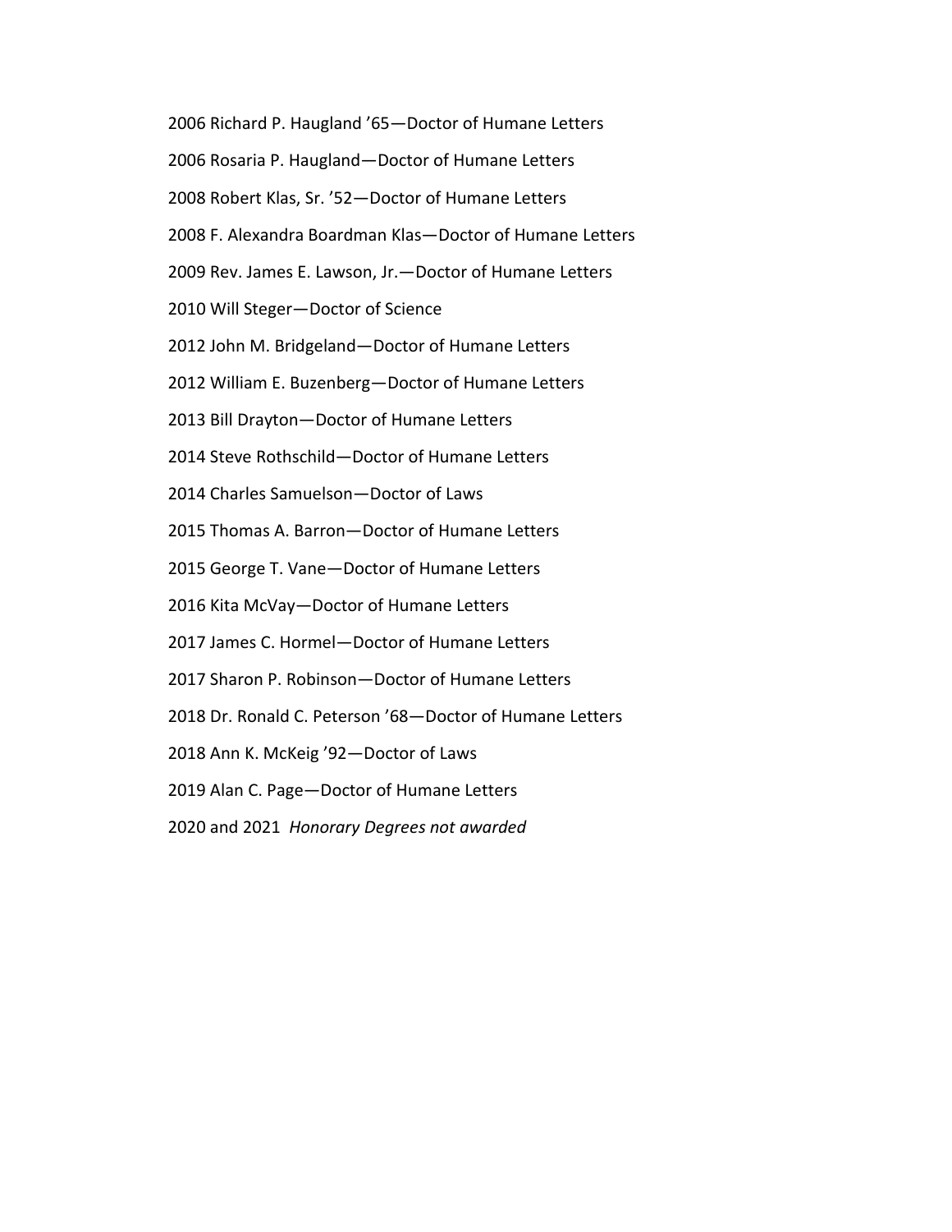2006 Richard P. Haugland ’65—Doctor of Humane Letters

2006 Rosaria P. Haugland—Doctor of Humane Letters

2008 Robert Klas, Sr. ’52—Doctor of Humane Letters

2008 F. Alexandra Boardman Klas—Doctor of Humane Letters

2009 Rev. James E. Lawson, Jr.—Doctor of Humane Letters

2010 Will Steger—Doctor of Science

2012 John M. Bridgeland—Doctor of Humane Letters

2012 William E. Buzenberg—Doctor of Humane Letters

2013 Bill Drayton—Doctor of Humane Letters

2014 Steve Rothschild—Doctor of Humane Letters

2014 Charles Samuelson—Doctor of Laws

2015 Thomas A. Barron—Doctor of Humane Letters

2015 George T. Vane—Doctor of Humane Letters

2016 Kita McVay—Doctor of Humane Letters

2017 James C. Hormel—Doctor of Humane Letters

2017 Sharon P. Robinson—Doctor of Humane Letters

2018 Dr. Ronald C. Peterson ’68—Doctor of Humane Letters

2018 Ann K. McKeig ’92—Doctor of Laws

2019 Alan C. Page—Doctor of Humane Letters

2020 and 2021 *Honorary Degrees not awarded*